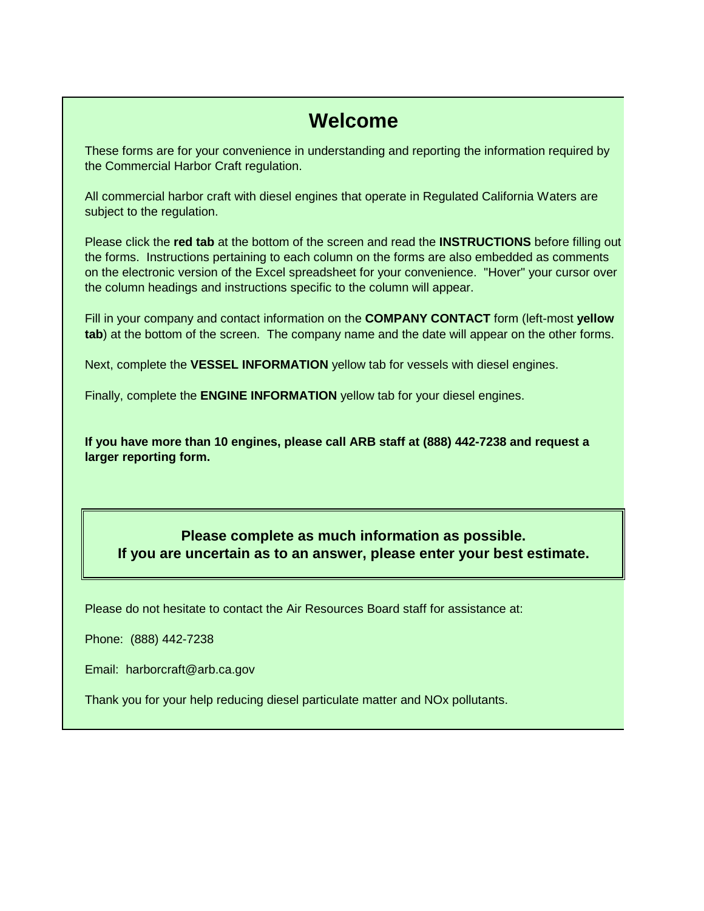# Welcome

These forms are for your convenience in understanding and reporting the information required by the Commercial Harbor Craft regulation.

All commercial harbor craft with diesel engines that operate in Regulated California Waters are subject to the regulation.

Please click the **red tab** at the bottom of the screen and read the **INSTRUCTIONS** before filling out the forms. Instructions pertaining to each column on the forms are also embedded as comments on the electronic version of the Excel spreadsheet for your convenience. "Hover" your cursor over the column headings and instructions specific to the column will appear.

Fill in your company and contact information on the **COMPANY CONTACT** form (left-most **yellow tab**) at the bottom of the screen. The company name and the date will appear on the other forms.

Next, complete the **VESSEL INFORMATION** yellow tab for vessels with diesel engines.

Finally, complete the **ENGINE INFORMATION** yellow tab for your diesel engines.

**If you have more than 10 engines, please call ARB staff at (888) 442-7238 and request a larger reporting form.**

**Please complete as much information as possible.**
**If you are uncertain as to an answer, please enter your best estimate.**

Please do not hesitate to contact the Air Resources Board staff for assistance at:

Phone: (888) 442-7238

Email: harborcraft@arb.ca.gov

Thank you for your help reducing diesel particulate matter and NOx pollutants.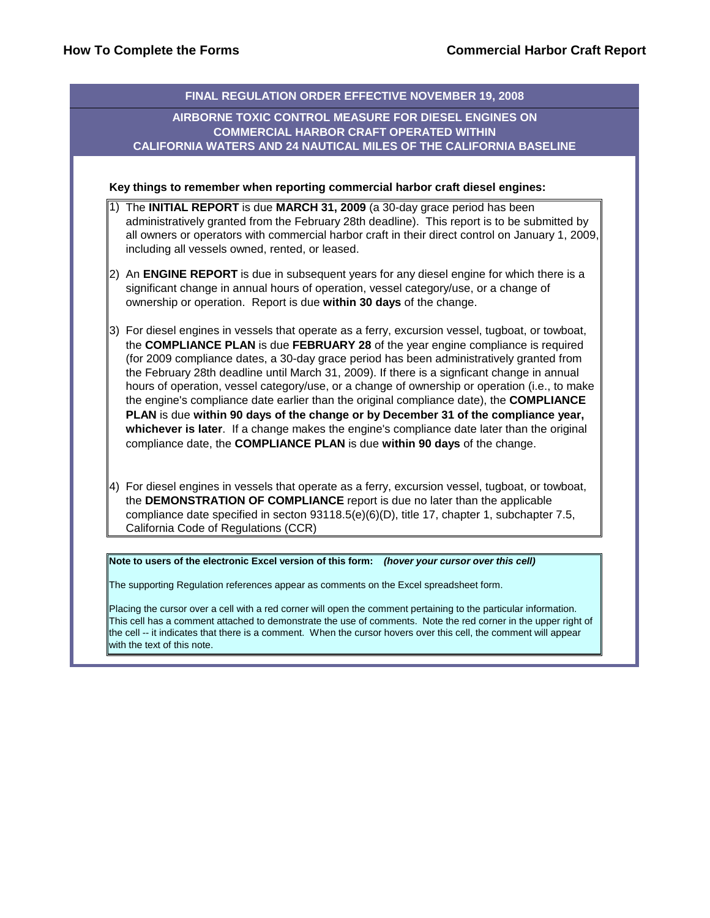## How To Complete the Forms — Commercial Harbor Craft Report

### FINAL REGULATION ORDER EFFECTIVE NOVEMBER 19, 2008

### AIRBORNE TOXIC CONTROL MEASURE FOR DIESEL ENGINES ON COMMERCIAL HARBOR CRAFT OPERATED WITHIN CALIFORNIA WATERS AND 24 NAUTICAL MILES OF THE CALIFORNIA BASELINE

**Key things to remember when reporting commercial harbor craft diesel engines:**

1) The **INITIAL REPORT** is due **MARCH 31, 2009** (a 30-day grace period has been administratively granted from the February 28th deadline). This report is to be submitted by all owners or operators with commercial harbor craft in their direct control on January 1, 2009, including all vessels owned, rented, or leased.

2) An **ENGINE REPORT** is due in subsequent years for any diesel engine for which there is a significant change in annual hours of operation, vessel category/use, or a change of ownership or operation. Report is due **within 30 days** of the change.

3) For diesel engines in vessels that operate as a ferry, excursion vessel, tugboat, or towboat, the **COMPLIANCE PLAN** is due **FEBRUARY 28** of the year engine compliance is required (for 2009 compliance dates, a 30-day grace period has been administratively granted from the February 28th deadline until March 31, 2009). If there is a signficant change in annual hours of operation, vessel category/use, or a change of ownership or operation (i.e., to make the engine's compliance date earlier than the original compliance date), the **COMPLIANCE PLAN** is due **within 90 days of the change or by December 31 of the compliance year, whichever is later**. If a change makes the engine's compliance date later than the original compliance date, the **COMPLIANCE PLAN** is due **within 90 days** of the change.

4) For diesel engines in vessels that operate as a ferry, excursion vessel, tugboat, or towboat, the **DEMONSTRATION OF COMPLIANCE** report is due no later than the applicable compliance date specified in secton 93118.5(e)(6)(D), title 17, chapter 1, subchapter 7.5, California Code of Regulations (CCR)

**Note to users of the electronic Excel version of this form:** ***(hover your cursor over this cell)***

The supporting Regulation references appear as comments on the Excel spreadsheet form.

Placing the cursor over a cell with a red corner will open the comment pertaining to the particular information. This cell has a comment attached to demonstrate the use of comments. Note the red corner in the upper right of the cell -- it indicates that there is a comment. When the cursor hovers over this cell, the comment will appear with the text of this note.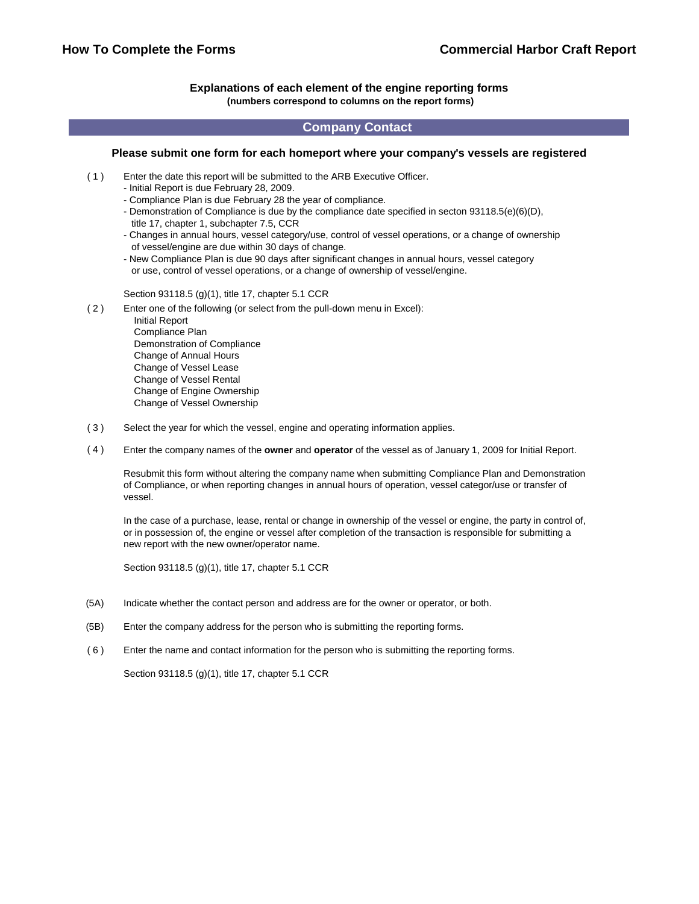**How To Complete the Forms** | **Commercial Harbor Craft Report**

## Explanations of each element of the engine reporting forms

**(numbers correspond to columns on the report forms)**

## Company Contact

### Please submit one form for each homeport where your company's vessels are registered

( 1 ) Enter the date this report will be submitted to the ARB Executive Officer.
- Initial Report is due February 28, 2009.
- Compliance Plan is due February 28 the year of compliance.
- Demonstration of Compliance is due by the compliance date specified in secton 93118.5(e)(6)(D), title 17, chapter 1, subchapter 7.5, CCR
- Changes in annual hours, vessel category/use, control of vessel operations, or a change of ownership of vessel/engine are due within 30 days of change.
- New Compliance Plan is due 90 days after significant changes in annual hours, vessel category or use, control of vessel operations, or a change of ownership of vessel/engine.

Section 93118.5 (g)(1), title 17, chapter 5.1 CCR

( 2 ) Enter one of the following (or select from the pull-down menu in Excel):

Initial Report
Compliance Plan
Demonstration of Compliance
Change of Annual Hours
Change of Vessel Lease
Change of Vessel Rental
Change of Engine Ownership
Change of Vessel Ownership

( 3 ) Select the year for which the vessel, engine and operating information applies.

( 4 ) Enter the company names of the **owner** and **operator** of the vessel as of January 1, 2009 for Initial Report.

Resubmit this form without altering the company name when submitting Compliance Plan and Demonstration of Compliance, or when reporting changes in annual hours of operation, vessel categor/use or transfer of vessel.

In the case of a purchase, lease, rental or change in ownership of the vessel or engine, the party in control of, or in possession of, the engine or vessel after completion of the transaction is responsible for submitting a new report with the new owner/operator name.

Section 93118.5 (g)(1), title 17, chapter 5.1 CCR

(5A) Indicate whether the contact person and address are for the owner or operator, or both.

(5B) Enter the company address for the person who is submitting the reporting forms.

( 6 ) Enter the name and contact information for the person who is submitting the reporting forms.

Section 93118.5 (g)(1), title 17, chapter 5.1 CCR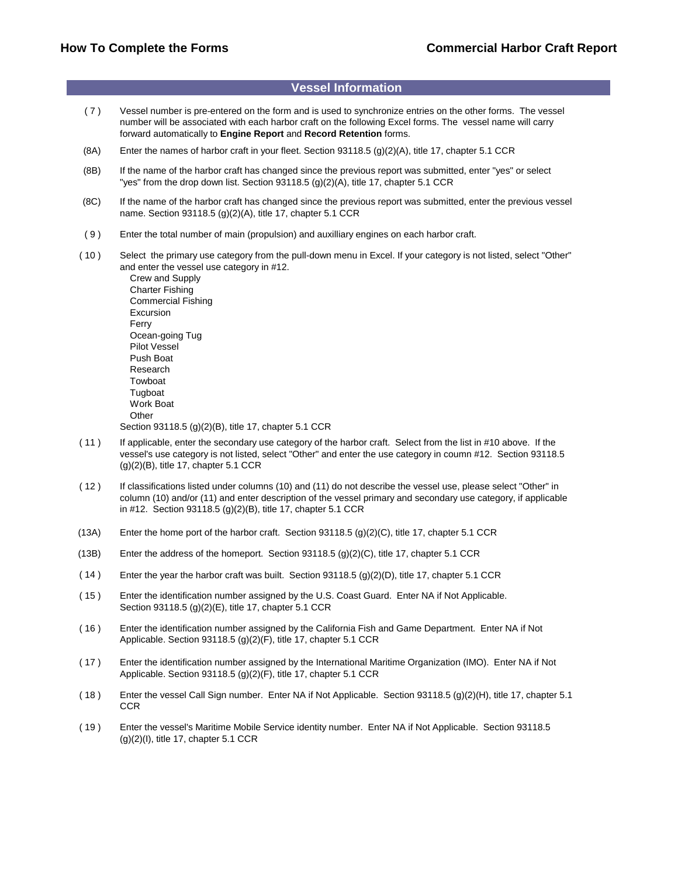## Vessel Information

( 7 ) Vessel number is pre-entered on the form and is used to synchronize entries on the other forms. The vessel number will be associated with each harbor craft on the following Excel forms. The vessel name will carry forward automatically to **Engine Report** and **Record Retention** forms.

(8A) Enter the names of harbor craft in your fleet. Section 93118.5 (g)(2)(A), title 17, chapter 5.1 CCR

(8B) If the name of the harbor craft has changed since the previous report was submitted, enter "yes" or select "yes" from the drop down list. Section 93118.5 (g)(2)(A), title 17, chapter 5.1 CCR

(8C) If the name of the harbor craft has changed since the previous report was submitted, enter the previous vessel name. Section 93118.5 (g)(2)(A), title 17, chapter 5.1 CCR

( 9 ) Enter the total number of main (propulsion) and auxilliary engines on each harbor craft.

( 10 ) Select the primary use category from the pull-down menu in Excel. If your category is not listed, select "Other" and enter the vessel use category in #12.

- Crew and Supply
- Charter Fishing
- Commercial Fishing
- Excursion
- Ferry
- Ocean-going Tug
- Pilot Vessel
- Push Boat
- Research
- Towboat
- Tugboat
- Work Boat
- Other

Section 93118.5 (g)(2)(B), title 17, chapter 5.1 CCR

( 11 ) If applicable, enter the secondary use category of the harbor craft. Select from the list in #10 above. If the vessel's use category is not listed, select "Other" and enter the use category in coumn #12. Section 93118.5 (g)(2)(B), title 17, chapter 5.1 CCR

( 12 ) If classifications listed under columns (10) and (11) do not describe the vessel use, please select "Other" in column (10) and/or (11) and enter description of the vessel primary and secondary use category, if applicable in #12. Section 93118.5 (g)(2)(B), title 17, chapter 5.1 CCR

(13A) Enter the home port of the harbor craft. Section 93118.5 (g)(2)(C), title 17, chapter 5.1 CCR

(13B) Enter the address of the homeport. Section 93118.5 (g)(2)(C), title 17, chapter 5.1 CCR

( 14 ) Enter the year the harbor craft was built. Section 93118.5 (g)(2)(D), title 17, chapter 5.1 CCR

( 15 ) Enter the identification number assigned by the U.S. Coast Guard. Enter NA if Not Applicable. Section 93118.5 (g)(2)(E), title 17, chapter 5.1 CCR

( 16 ) Enter the identification number assigned by the California Fish and Game Department. Enter NA if Not Applicable. Section 93118.5 (g)(2)(F), title 17, chapter 5.1 CCR

( 17 ) Enter the identification number assigned by the International Maritime Organization (IMO). Enter NA if Not Applicable. Section 93118.5 (g)(2)(F), title 17, chapter 5.1 CCR

( 18 ) Enter the vessel Call Sign number. Enter NA if Not Applicable. Section 93118.5 (g)(2)(H), title 17, chapter 5.1 CCR

( 19 ) Enter the vessel's Maritime Mobile Service identity number. Enter NA if Not Applicable. Section 93118.5 (g)(2)(I), title 17, chapter 5.1 CCR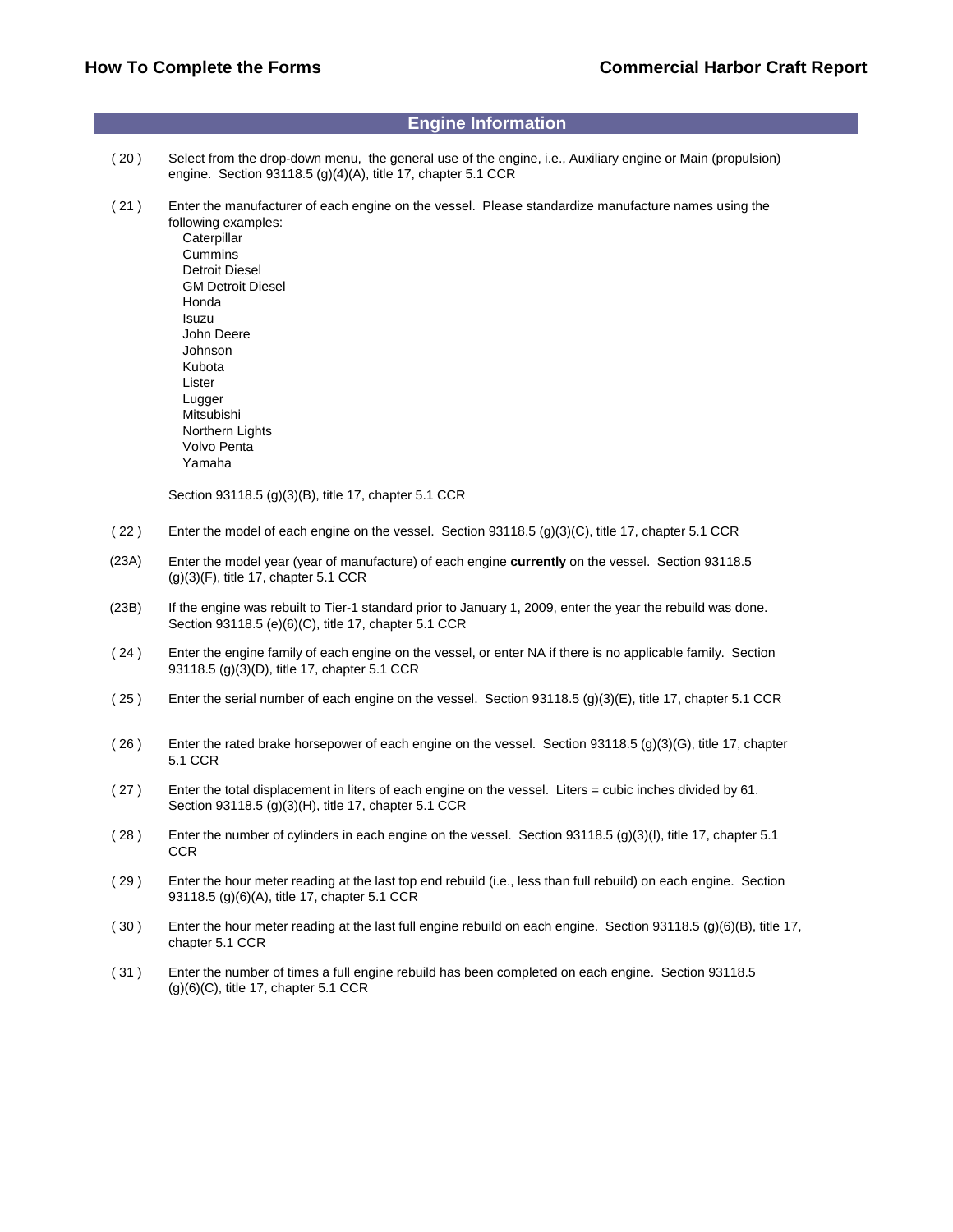## Engine Information

( 20 ) Select from the drop-down menu, the general use of the engine, i.e., Auxiliary engine or Main (propulsion) engine. Section 93118.5 (g)(4)(A), title 17, chapter 5.1 CCR

( 21 ) Enter the manufacturer of each engine on the vessel. Please standardize manufacture names using the following examples:

- Caterpillar
- Cummins
- Detroit Diesel
- GM Detroit Diesel
- Honda
- Isuzu
- John Deere
- Johnson
- Kubota
- Lister
- Lugger
- Mitsubishi
- Northern Lights
- Volvo Penta
- Yamaha

Section 93118.5 (g)(3)(B), title 17, chapter 5.1 CCR

( 22 ) Enter the model of each engine on the vessel. Section 93118.5 (g)(3)(C), title 17, chapter 5.1 CCR

(23A) Enter the model year (year of manufacture) of each engine **currently** on the vessel. Section 93118.5 (g)(3)(F), title 17, chapter 5.1 CCR

(23B) If the engine was rebuilt to Tier-1 standard prior to January 1, 2009, enter the year the rebuild was done. Section 93118.5 (e)(6)(C), title 17, chapter 5.1 CCR

( 24 ) Enter the engine family of each engine on the vessel, or enter NA if there is no applicable family. Section 93118.5 (g)(3)(D), title 17, chapter 5.1 CCR

( 25 ) Enter the serial number of each engine on the vessel. Section 93118.5 (g)(3)(E), title 17, chapter 5.1 CCR

( 26 ) Enter the rated brake horsepower of each engine on the vessel. Section 93118.5 (g)(3)(G), title 17, chapter 5.1 CCR

( 27 ) Enter the total displacement in liters of each engine on the vessel. Liters = cubic inches divided by 61. Section 93118.5 (g)(3)(H), title 17, chapter 5.1 CCR

( 28 ) Enter the number of cylinders in each engine on the vessel. Section 93118.5 (g)(3)(I), title 17, chapter 5.1 CCR

( 29 ) Enter the hour meter reading at the last top end rebuild (i.e., less than full rebuild) on each engine. Section 93118.5 (g)(6)(A), title 17, chapter 5.1 CCR

( 30 ) Enter the hour meter reading at the last full engine rebuild on each engine. Section 93118.5 (g)(6)(B), title 17, chapter 5.1 CCR

( 31 ) Enter the number of times a full engine rebuild has been completed on each engine. Section 93118.5 (g)(6)(C), title 17, chapter 5.1 CCR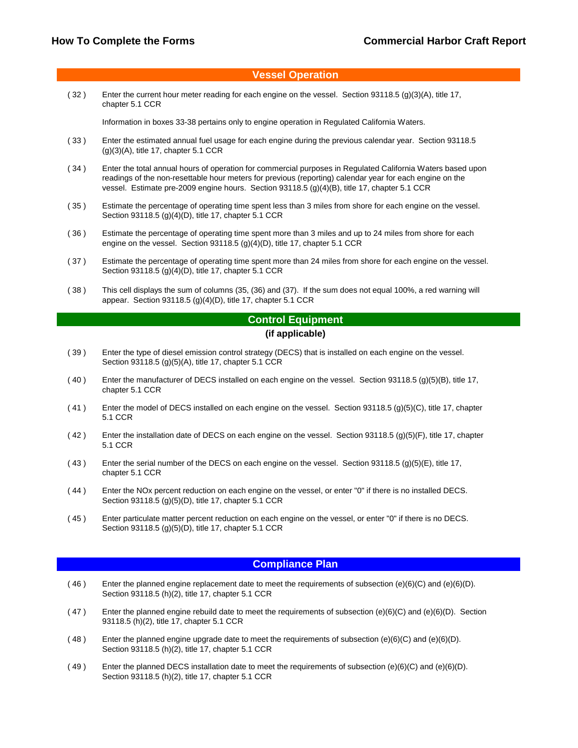## Vessel Operation

( 32 ) Enter the current hour meter reading for each engine on the vessel. Section 93118.5 (g)(3)(A), title 17, chapter 5.1 CCR

Information in boxes 33-38 pertains only to engine operation in Regulated California Waters.

( 33 ) Enter the estimated annual fuel usage for each engine during the previous calendar year. Section 93118.5 (g)(3)(A), title 17, chapter 5.1 CCR

( 34 ) Enter the total annual hours of operation for commercial purposes in Regulated California Waters based upon readings of the non-resettable hour meters for previous (reporting) calendar year for each engine on the vessel. Estimate pre-2009 engine hours. Section 93118.5 (g)(4)(B), title 17, chapter 5.1 CCR

( 35 ) Estimate the percentage of operating time spent less than 3 miles from shore for each engine on the vessel. Section 93118.5 (g)(4)(D), title 17, chapter 5.1 CCR

( 36 ) Estimate the percentage of operating time spent more than 3 miles and up to 24 miles from shore for each engine on the vessel. Section 93118.5 (g)(4)(D), title 17, chapter 5.1 CCR

( 37 ) Estimate the percentage of operating time spent more than 24 miles from shore for each engine on the vessel. Section 93118.5 (g)(4)(D), title 17, chapter 5.1 CCR

( 38 ) This cell displays the sum of columns (35, (36) and (37). If the sum does not equal 100%, a red warning will appear. Section 93118.5 (g)(4)(D), title 17, chapter 5.1 CCR

## Control Equipment

**(if applicable)**

( 39 ) Enter the type of diesel emission control strategy (DECS) that is installed on each engine on the vessel. Section 93118.5 (g)(5)(A), title 17, chapter 5.1 CCR

( 40 ) Enter the manufacturer of DECS installed on each engine on the vessel. Section 93118.5 (g)(5)(B), title 17, chapter 5.1 CCR

( 41 ) Enter the model of DECS installed on each engine on the vessel. Section 93118.5 (g)(5)(C), title 17, chapter 5.1 CCR

( 42 ) Enter the installation date of DECS on each engine on the vessel. Section 93118.5 (g)(5)(F), title 17, chapter 5.1 CCR

( 43 ) Enter the serial number of the DECS on each engine on the vessel. Section 93118.5 (g)(5)(E), title 17, chapter 5.1 CCR

( 44 ) Enter the NOx percent reduction on each engine on the vessel, or enter "0" if there is no installed DECS. Section 93118.5 (g)(5)(D), title 17, chapter 5.1 CCR

( 45 ) Enter particulate matter percent reduction on each engine on the vessel, or enter "0" if there is no DECS. Section 93118.5 (g)(5)(D), title 17, chapter 5.1 CCR

## Compliance Plan

( 46 ) Enter the planned engine replacement date to meet the requirements of subsection (e)(6)(C) and (e)(6)(D). Section 93118.5 (h)(2), title 17, chapter 5.1 CCR

( 47 ) Enter the planned engine rebuild date to meet the requirements of subsection (e)(6)(C) and (e)(6)(D). Section 93118.5 (h)(2), title 17, chapter 5.1 CCR

( 48 ) Enter the planned engine upgrade date to meet the requirements of subsection (e)(6)(C) and (e)(6)(D). Section 93118.5 (h)(2), title 17, chapter 5.1 CCR

( 49 ) Enter the planned DECS installation date to meet the requirements of subsection (e)(6)(C) and (e)(6)(D). Section 93118.5 (h)(2), title 17, chapter 5.1 CCR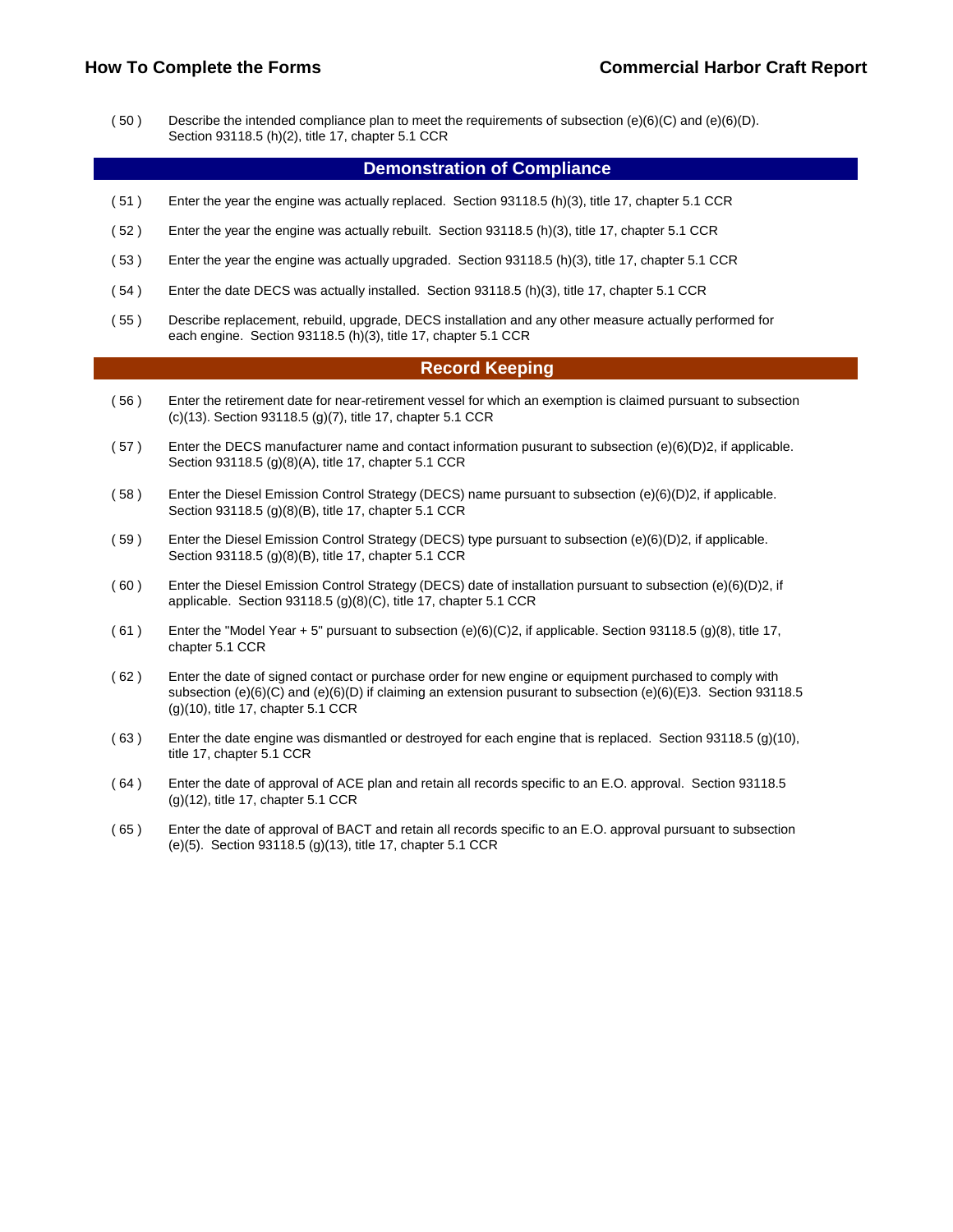( 50 ) Describe the intended compliance plan to meet the requirements of subsection (e)(6)(C) and (e)(6)(D). Section 93118.5 (h)(2), title 17, chapter 5.1 CCR

## Demonstration of Compliance

( 51 ) Enter the year the engine was actually replaced. Section 93118.5 (h)(3), title 17, chapter 5.1 CCR

( 52 ) Enter the year the engine was actually rebuilt. Section 93118.5 (h)(3), title 17, chapter 5.1 CCR

( 53 ) Enter the year the engine was actually upgraded. Section 93118.5 (h)(3), title 17, chapter 5.1 CCR

( 54 ) Enter the date DECS was actually installed. Section 93118.5 (h)(3), title 17, chapter 5.1 CCR

( 55 ) Describe replacement, rebuild, upgrade, DECS installation and any other measure actually performed for each engine. Section 93118.5 (h)(3), title 17, chapter 5.1 CCR

## Record Keeping

( 56 ) Enter the retirement date for near-retirement vessel for which an exemption is claimed pursuant to subsection (c)(13). Section 93118.5 (g)(7), title 17, chapter 5.1 CCR

( 57 ) Enter the DECS manufacturer name and contact information pusurant to subsection (e)(6)(D)2, if applicable. Section 93118.5 (g)(8)(A), title 17, chapter 5.1 CCR

( 58 ) Enter the Diesel Emission Control Strategy (DECS) name pursuant to subsection (e)(6)(D)2, if applicable. Section 93118.5 (g)(8)(B), title 17, chapter 5.1 CCR

( 59 ) Enter the Diesel Emission Control Strategy (DECS) type pursuant to subsection (e)(6)(D)2, if applicable. Section 93118.5 (g)(8)(B), title 17, chapter 5.1 CCR

( 60 ) Enter the Diesel Emission Control Strategy (DECS) date of installation pursuant to subsection (e)(6)(D)2, if applicable. Section 93118.5 (g)(8)(C), title 17, chapter 5.1 CCR

( 61 ) Enter the "Model Year + 5" pursuant to subsection (e)(6)(C)2, if applicable. Section 93118.5 (g)(8), title 17, chapter 5.1 CCR

( 62 ) Enter the date of signed contact or purchase order for new engine or equipment purchased to comply with subsection (e)(6)(C) and (e)(6)(D) if claiming an extension pusurant to subsection (e)(6)(E)3. Section 93118.5 (g)(10), title 17, chapter 5.1 CCR

( 63 ) Enter the date engine was dismantled or destroyed for each engine that is replaced. Section 93118.5 (g)(10), title 17, chapter 5.1 CCR

( 64 ) Enter the date of approval of ACE plan and retain all records specific to an E.O. approval. Section 93118.5 (g)(12), title 17, chapter 5.1 CCR

( 65 ) Enter the date of approval of BACT and retain all records specific to an E.O. approval pursuant to subsection (e)(5). Section 93118.5 (g)(13), title 17, chapter 5.1 CCR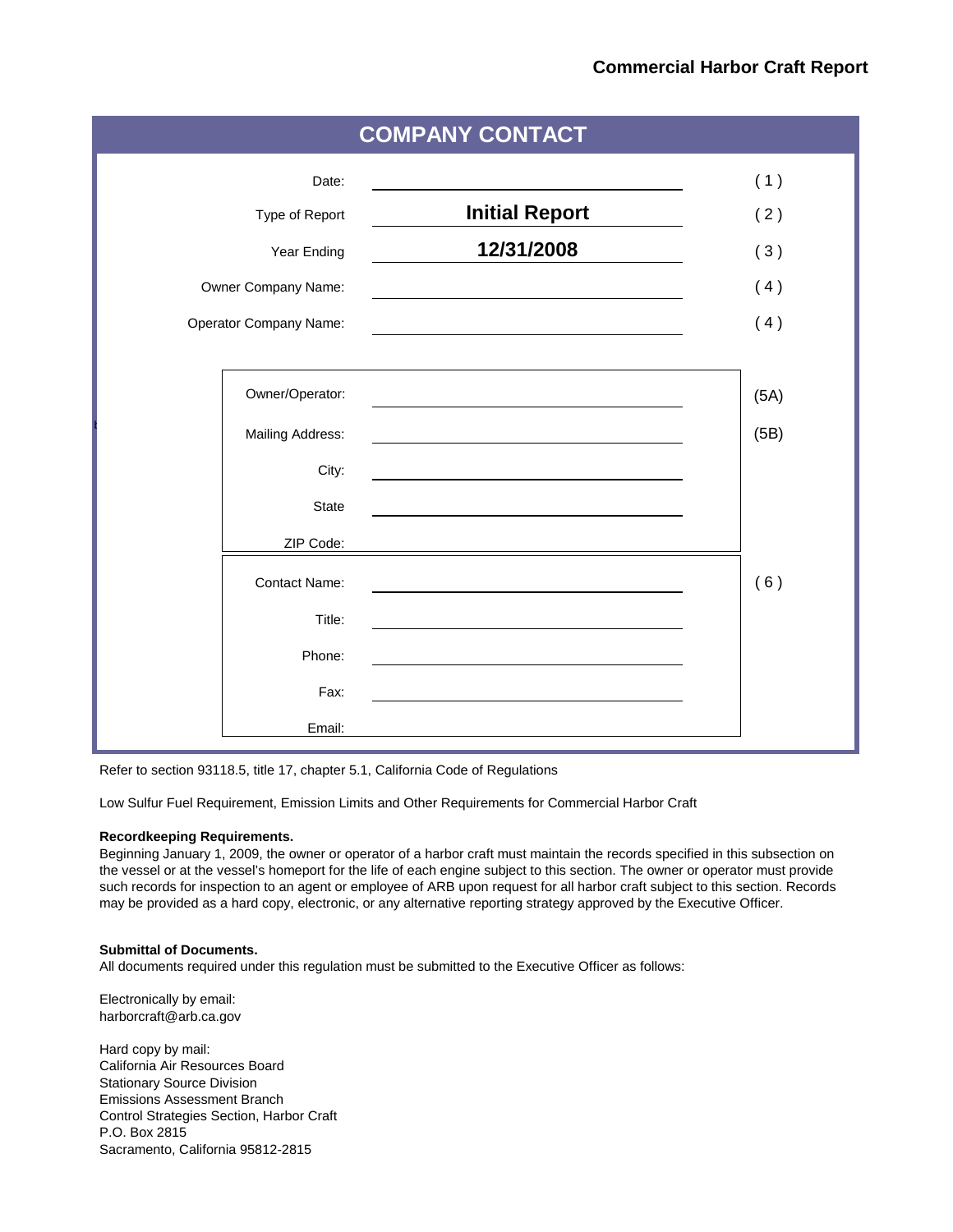## Commercial Harbor Craft Report

## COMPANY CONTACT

| Field | Value | Ref |
|---|---|---|
| Date: | | ( 1 ) |
| Type of Report | **Initial Report** | ( 2 ) |
| Year Ending | **12/31/2008** | ( 3 ) |
| Owner Company Name: | | ( 4 ) |
| Operator Company Name: | | ( 4 ) |
| Owner/Operator: | | (5A) |
| Mailing Address: | | (5B) |
| City: | | |
| State | | |
| ZIP Code: | | |
| Contact Name: | | ( 6 ) |
| Title: | | |
| Phone: | | |
| Fax: | | |
| Email: | | |

Refer to section 93118.5, title 17, chapter 5.1, California Code of Regulations

Low Sulfur Fuel Requirement, Emission Limits and Other Requirements for Commercial Harbor Craft

**Recordkeeping Requirements.**
Beginning January 1, 2009, the owner or operator of a harbor craft must maintain the records specified in this subsection on the vessel or at the vessel's homeport for the life of each engine subject to this section. The owner or operator must provide such records for inspection to an agent or employee of ARB upon request for all harbor craft subject to this section. Records may be provided as a hard copy, electronic, or any alternative reporting strategy approved by the Executive Officer.

**Submittal of Documents.**
All documents required under this regulation must be submitted to the Executive Officer as follows:

Electronically by email:
harborcraft@arb.ca.gov

Hard copy by mail:
California Air Resources Board
Stationary Source Division
Emissions Assessment Branch
Control Strategies Section, Harbor Craft
P.O. Box 2815
Sacramento, California 95812-2815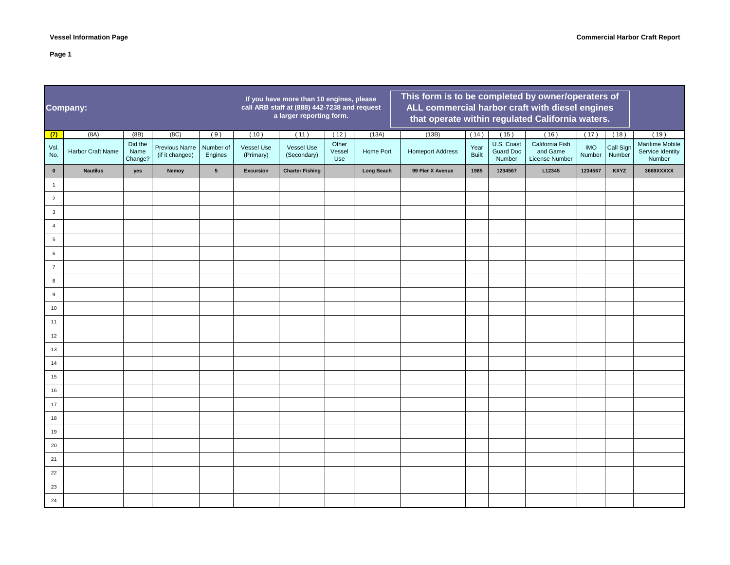**Vessel Information Page**

**Commercial Harbor Craft Report**

**Page 1**

**Company:**

**If you have more than 10 engines, please call ARB staff at (888) 442-7238 and request a larger reporting form.**

**This form is to be completed by owner/operaters of ALL commercial harbor craft with diesel engines that operate within regulated California waters.**

| (7) | (8A) | (8B) | (8C) | ( 9 ) | ( 10 ) | ( 11 ) | ( 12 ) | (13A) | (13B) | ( 14 ) | ( 15 ) | ( 16 ) | ( 17 ) | ( 18 ) | ( 19 ) |
|---|---|---|---|---|---|---|---|---|---|---|---|---|---|---|---|
| Vsl. No. | Harbor Craft Name | Did the Name Change? | Previous Name (if it changed) | Number of Engines | Vessel Use (Primary) | Vessel Use (Secondary) | Other Vessel Use | Home Port | Homeport Address | Year Built | U.S. Coast Guard Doc Number | California Fish and Game License Number | IMO Number | Call Sign Number | Maritime Mobile Service Identity Number |
| **0** | **Nautilus** | **yes** | **Nemoy** | **5** | **Excursion** | **Charter Fishing** | | **Long Beach** | **99 Pier X Avenue** | **1985** | **1234567** | **L12345** | **1234567** | **KXYZ** | **3669XXXXX** |
| 1 | | | | | | | | | | | | | | | |
| 2 | | | | | | | | | | | | | | | |
| 3 | | | | | | | | | | | | | | | |
| 4 | | | | | | | | | | | | | | | |
| 5 | | | | | | | | | | | | | | | |
| 6 | | | | | | | | | | | | | | | |
| 7 | | | | | | | | | | | | | | | |
| 8 | | | | | | | | | | | | | | | |
| 9 | | | | | | | | | | | | | | | |
| 10 | | | | | | | | | | | | | | | |
| 11 | | | | | | | | | | | | | | | |
| 12 | | | | | | | | | | | | | | | |
| 13 | | | | | | | | | | | | | | | |
| 14 | | | | | | | | | | | | | | | |
| 15 | | | | | | | | | | | | | | | |
| 16 | | | | | | | | | | | | | | | |
| 17 | | | | | | | | | | | | | | | |
| 18 | | | | | | | | | | | | | | | |
| 19 | | | | | | | | | | | | | | | |
| 20 | | | | | | | | | | | | | | | |
| 21 | | | | | | | | | | | | | | | |
| 22 | | | | | | | | | | | | | | | |
| 23 | | | | | | | | | | | | | | | |
| 24 | | | | | | | | | | | | | | | |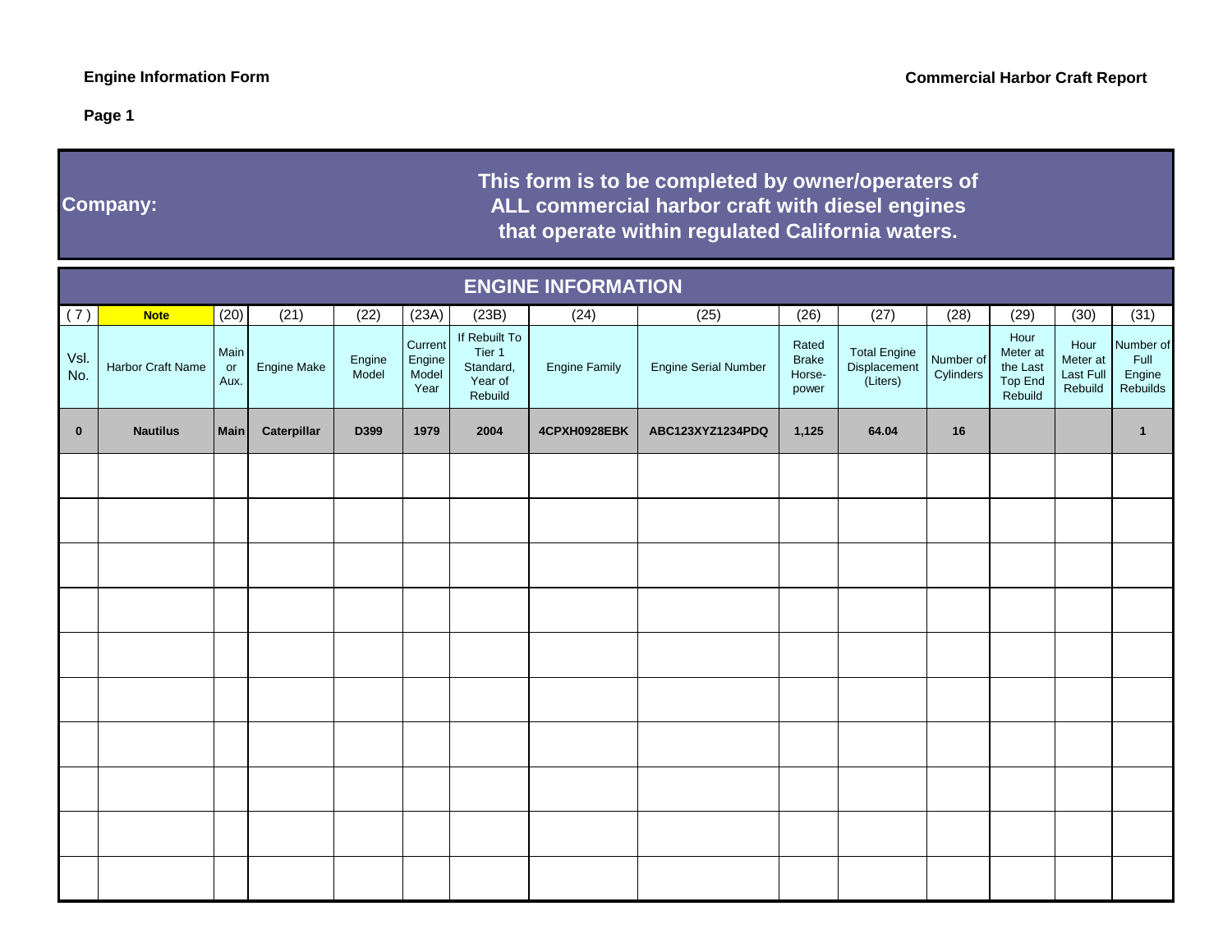**Engine Information Form** **Commercial Harbor Craft Report**

**Page 1**

**Company:**

**This form is to be completed by owner/operaters of ALL commercial harbor craft with diesel engines that operate within regulated California waters.**

## ENGINE INFORMATION

| ( 7 ) | Note | (20) | (21) | (22) | (23A) | (23B) | (24) | (25) | (26) | (27) | (28) | (29) | (30) | (31) |
|---|---|---|---|---|---|---|---|---|---|---|---|---|---|---|
| Vsl. No. | Harbor Craft Name | Main or Aux. | Engine Make | Engine Model | Current Engine Model Year | If Rebuilt To Tier 1 Standard, Year of Rebuild | Engine Family | Engine Serial Number | Rated Brake Horse-power | Total Engine Displacement (Liters) | Number of Cylinders | Hour Meter at the Last Top End Rebuild | Hour Meter at Last Full Rebuild | Number of Full Engine Rebuilds |
| **0** | **Nautilus** | **Main** | **Caterpillar** | **D399** | **1979** | **2004** | **4CPXH0928EBK** | **ABC123XYZ1234PDQ** | **1,125** | **64.04** | **16** | | | **1** |
| | | | | | | | | | | | | | | |
| | | | | | | | | | | | | | | |
| | | | | | | | | | | | | | | |
| | | | | | | | | | | | | | | |
| | | | | | | | | | | | | | | |
| | | | | | | | | | | | | | | |
| | | | | | | | | | | | | | | |
| | | | | | | | | | | | | | | |
| | | | | | | | | | | | | | | |
| | | | | | | | | | | | | | | |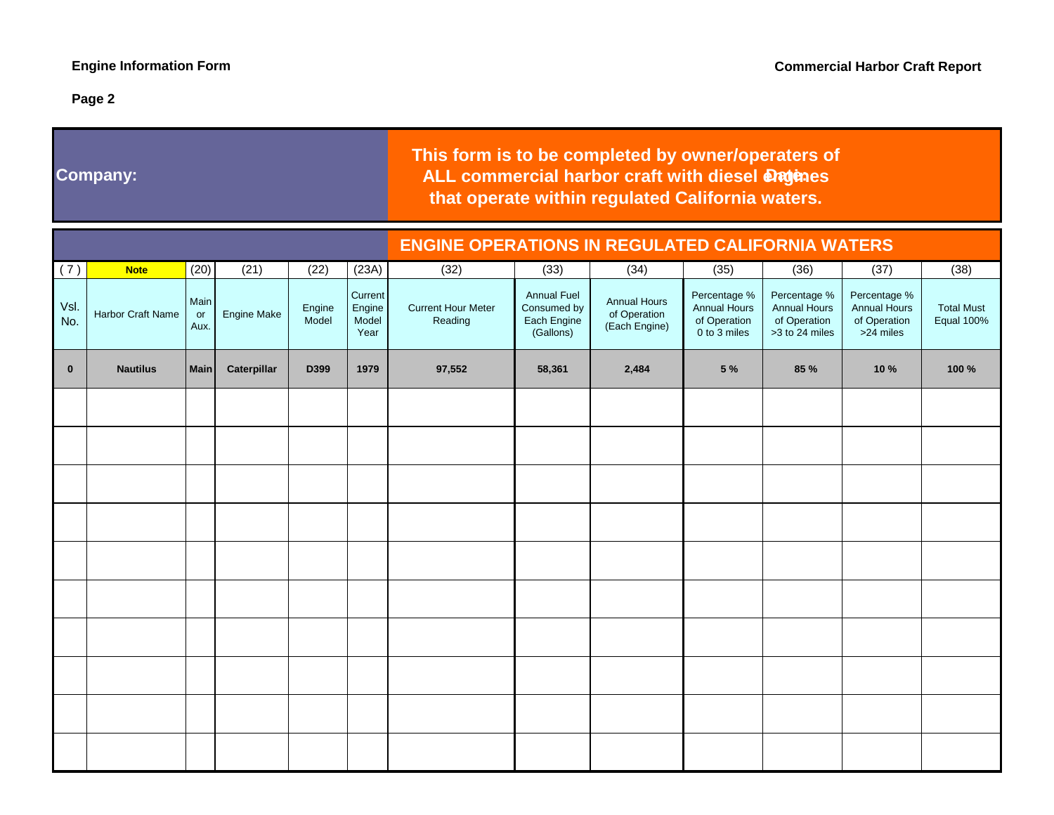**Engine Information Form**

**Commercial Harbor Craft Report**

**Page 2**

**Company:**

**Date:**

**This form is to be completed by owner/operaters of ALL commercial harbor craft with diesel engines that operate within regulated California waters.**

## ENGINE OPERATIONS IN REGULATED CALIFORNIA WATERS

| (7) | Note | (20) | (21) | (22) | (23A) | (32) | (33) | (34) | (35) | (36) | (37) | (38) |
|---|---|---|---|---|---|---|---|---|---|---|---|---|
| Vsl. No. | Harbor Craft Name | Main or Aux. | Engine Make | Engine Model | Current Engine Model Year | Current Hour Meter Reading | Annual Fuel Consumed by Each Engine (Gallons) | Annual Hours of Operation (Each Engine) | Percentage % Annual Hours of Operation 0 to 3 miles | Percentage % Annual Hours of Operation >3 to 24 miles | Percentage % Annual Hours of Operation >24 miles | Total Must Equal 100% |
| **0** | **Nautilus** | **Main** | **Caterpillar** | **D399** | **1979** | **97,552** | **58,361** | **2,484** | **5 %** | **85 %** | **10 %** | **100 %** |
| | | | | | | | | | | | | |
| | | | | | | | | | | | | |
| | | | | | | | | | | | | |
| | | | | | | | | | | | | |
| | | | | | | | | | | | | |
| | | | | | | | | | | | | |
| | | | | | | | | | | | | |
| | | | | | | | | | | | | |
| | | | | | | | | | | | | |
| | | | | | | | | | | | | |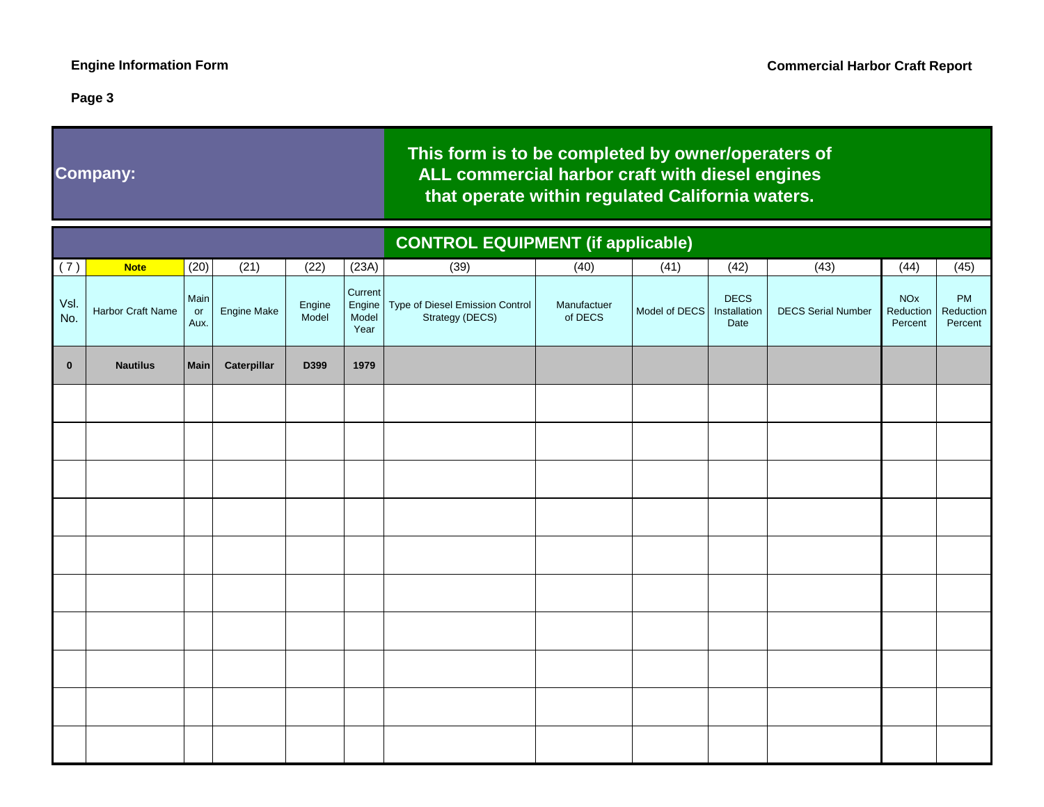**Engine Information Form**

**Commercial Harbor Craft Report**

**Page 3**

**Company:**

**This form is to be completed by owner/operaters of ALL commercial harbor craft with diesel engines that operate within regulated California waters.**

## CONTROL EQUIPMENT (if applicable)

| (7) | Note | (20) | (21) | (22) | (23A) | (39) | (40) | (41) | (42) | (43) | (44) | (45) |
|---|---|---|---|---|---|---|---|---|---|---|---|---|
| Vsl. No. | Harbor Craft Name | Main or Aux. | Engine Make | Engine Model | Current Engine Model Year | Type of Diesel Emission Control Strategy (DECS) | Manufactuer of DECS | Model of DECS | DECS Installation Date | DECS Serial Number | NOx Reduction Percent | PM Reduction Percent |
| **0** | **Nautilus** | **Main** | **Caterpillar** | **D399** | **1979** | | | | | | | |
| | | | | | | | | | | | | |
| | | | | | | | | | | | | |
| | | | | | | | | | | | | |
| | | | | | | | | | | | | |
| | | | | | | | | | | | | |
| | | | | | | | | | | | | |
| | | | | | | | | | | | | |
| | | | | | | | | | | | | |
| | | | | | | | | | | | | |
| | | | | | | | | | | | | |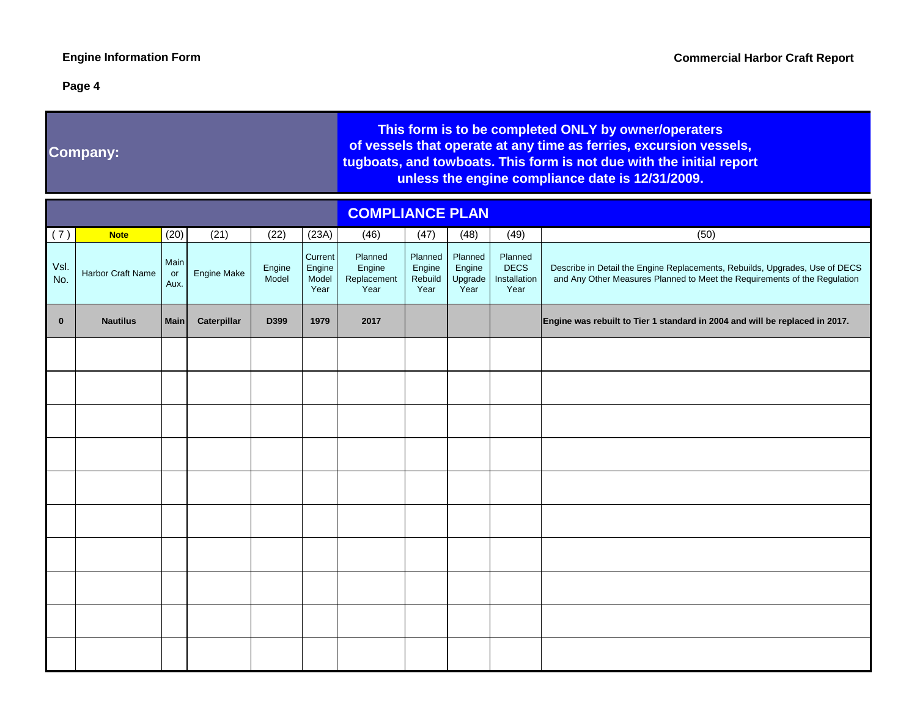**Engine Information Form**

**Commercial Harbor Craft Report**

**Page 4**

| **Company:** | **This form is to be completed ONLY by owner/operaters of vessels that operate at any time as ferries, excursion vessels, tugboats, and towboats. This form is not due with the initial report unless the engine compliance date is 12/31/2009.** |
|---|---|

## COMPLIANCE PLAN

| (7) | Note | (20) | (21) | (22) | (23A) | (46) | (47) | (48) | (49) | (50) |
|---|---|---|---|---|---|---|---|---|---|---|
| Vsl. No. | Harbor Craft Name | Main or Aux. | Engine Make | Engine Model | Current Engine Model Year | Planned Engine Replacement Year | Planned Engine Rebuild Year | Planned Engine Upgrade Year | Planned DECS Installation Year | Describe in Detail the Engine Replacements, Rebuilds, Upgrades, Use of DECS and Any Other Measures Planned to Meet the Requirements of the Regulation |
| **0** | **Nautilus** | **Main** | **Caterpillar** | **D399** | **1979** | **2017** | | | | **Engine was rebuilt to Tier 1 standard in 2004 and will be replaced in 2017.** |
| | | | | | | | | | | |
| | | | | | | | | | | |
| | | | | | | | | | | |
| | | | | | | | | | | |
| | | | | | | | | | | |
| | | | | | | | | | | |
| | | | | | | | | | | |
| | | | | | | | | | | |
| | | | | | | | | | | |
| | | | | | | | | | | |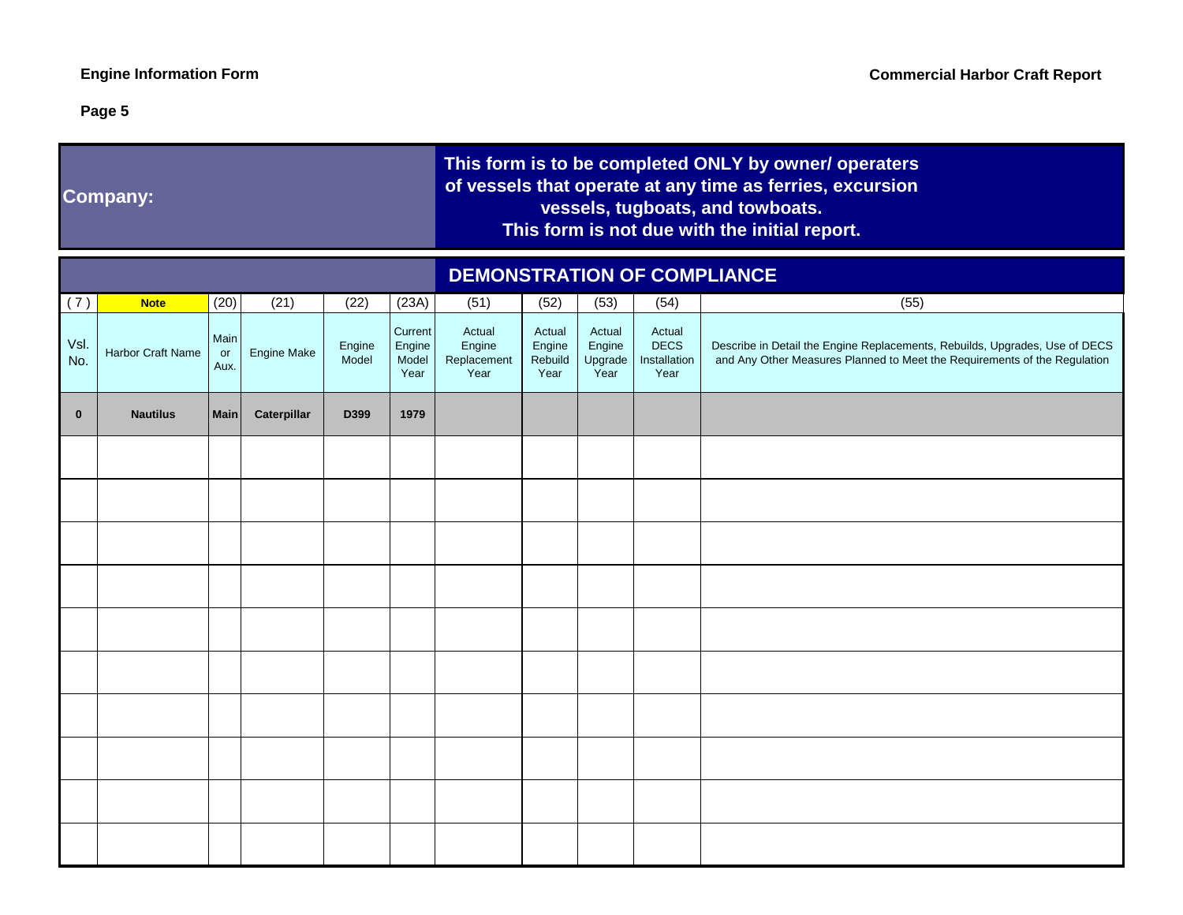**Engine Information Form**

**Commercial Harbor Craft Report**

**Page 5**

**Company:**

**This form is to be completed ONLY by owner/ operaters of vessels that operate at any time as ferries, excursion vessels, tugboats, and towboats. This form is not due with the initial report.**

## DEMONSTRATION OF COMPLIANCE

| ( 7 ) | Note | (20) | (21) | (22) | (23A) | (51) | (52) | (53) | (54) | (55) |
|---|---|---|---|---|---|---|---|---|---|---|
| Vsl. No. | Harbor Craft Name | Main or Aux. | Engine Make | Engine Model | Current Engine Model Year | Actual Engine Replacement Year | Actual Engine Rebuild Year | Actual Engine Upgrade Year | Actual DECS Installation Year | Describe in Detail the Engine Replacements, Rebuilds, Upgrades, Use of DECS and Any Other Measures Planned to Meet the Requirements of the Regulation |
| **0** | **Nautilus** | **Main** | **Caterpillar** | **D399** | **1979** | | | | | |
| | | | | | | | | | | |
| | | | | | | | | | | |
| | | | | | | | | | | |
| | | | | | | | | | | |
| | | | | | | | | | | |
| | | | | | | | | | | |
| | | | | | | | | | | |
| | | | | | | | | | | |
| | | | | | | | | | | |
| | | | | | | | | | | |